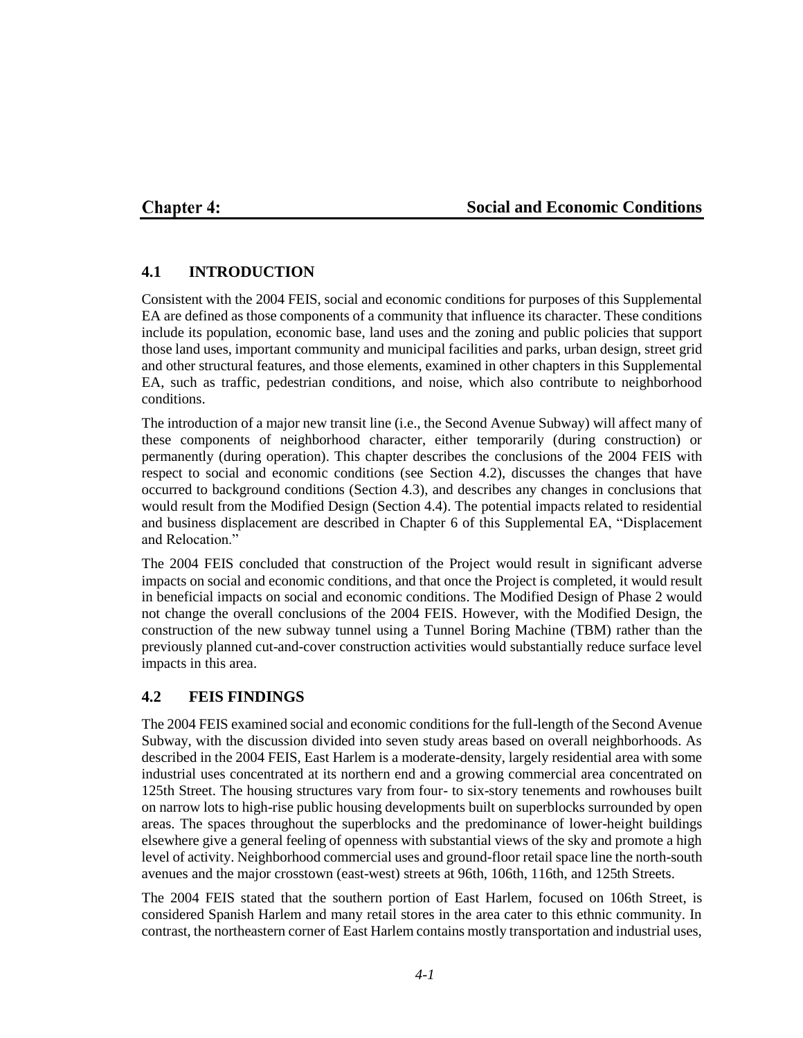# Chapter 4: Social and Economic Conditions

## 4.1 INTRODUCTION

Consistent with the 2004 FEIS, social and economic conditions for purposes of this Supplemental EA are defined as those components of a community that influence its character. These conditions include its population, economic base, land uses and the zoning and public policies that support those land uses, important community and municipal facilities and parks, urban design, street grid and other structural features, and those elements, examined in other chapters in this Supplemental EA, such as traffic, pedestrian conditions, and noise, which also contribute to neighborhood conditions.

The introduction of a major new transit line (i.e., the Second Avenue Subway) will affect many of these components of neighborhood character, either temporarily (during construction) or permanently (during operation). This chapter describes the conclusions of the 2004 FEIS with respect to social and economic conditions (see Section 4.2), discusses the changes that have occurred to background conditions (Section 4.3), and describes any changes in conclusions that would result from the Modified Design (Section 4.4). The potential impacts related to residential and business displacement are described in Chapter 6 of this Supplemental EA, "Displacement and Relocation."

The 2004 FEIS concluded that construction of the Project would result in significant adverse impacts on social and economic conditions, and that once the Project is completed, it would result in beneficial impacts on social and economic conditions. The Modified Design of Phase 2 would not change the overall conclusions of the 2004 FEIS. However, with the Modified Design, the construction of the new subway tunnel using a Tunnel Boring Machine (TBM) rather than the previously planned cut-and-cover construction activities would substantially reduce surface level impacts in this area.

## 4.2 FEIS FINDINGS

The 2004 FEIS examined social and economic conditions for the full-length of the Second Avenue Subway, with the discussion divided into seven study areas based on overall neighborhoods. As described in the 2004 FEIS, East Harlem is a moderate-density, largely residential area with some industrial uses concentrated at its northern end and a growing commercial area concentrated on 125th Street. The housing structures vary from four- to six-story tenements and rowhouses built on narrow lots to high-rise public housing developments built on superblocks surrounded by open areas. The spaces throughout the superblocks and the predominance of lower-height buildings elsewhere give a general feeling of openness with substantial views of the sky and promote a high level of activity. Neighborhood commercial uses and ground-floor retail space line the north-south avenues and the major crosstown (east-west) streets at 96th, 106th, 116th, and 125th Streets.

The 2004 FEIS stated that the southern portion of East Harlem, focused on 106th Street, is considered Spanish Harlem and many retail stores in the area cater to this ethnic community. In contrast, the northeastern corner of East Harlem contains mostly transportation and industrial uses,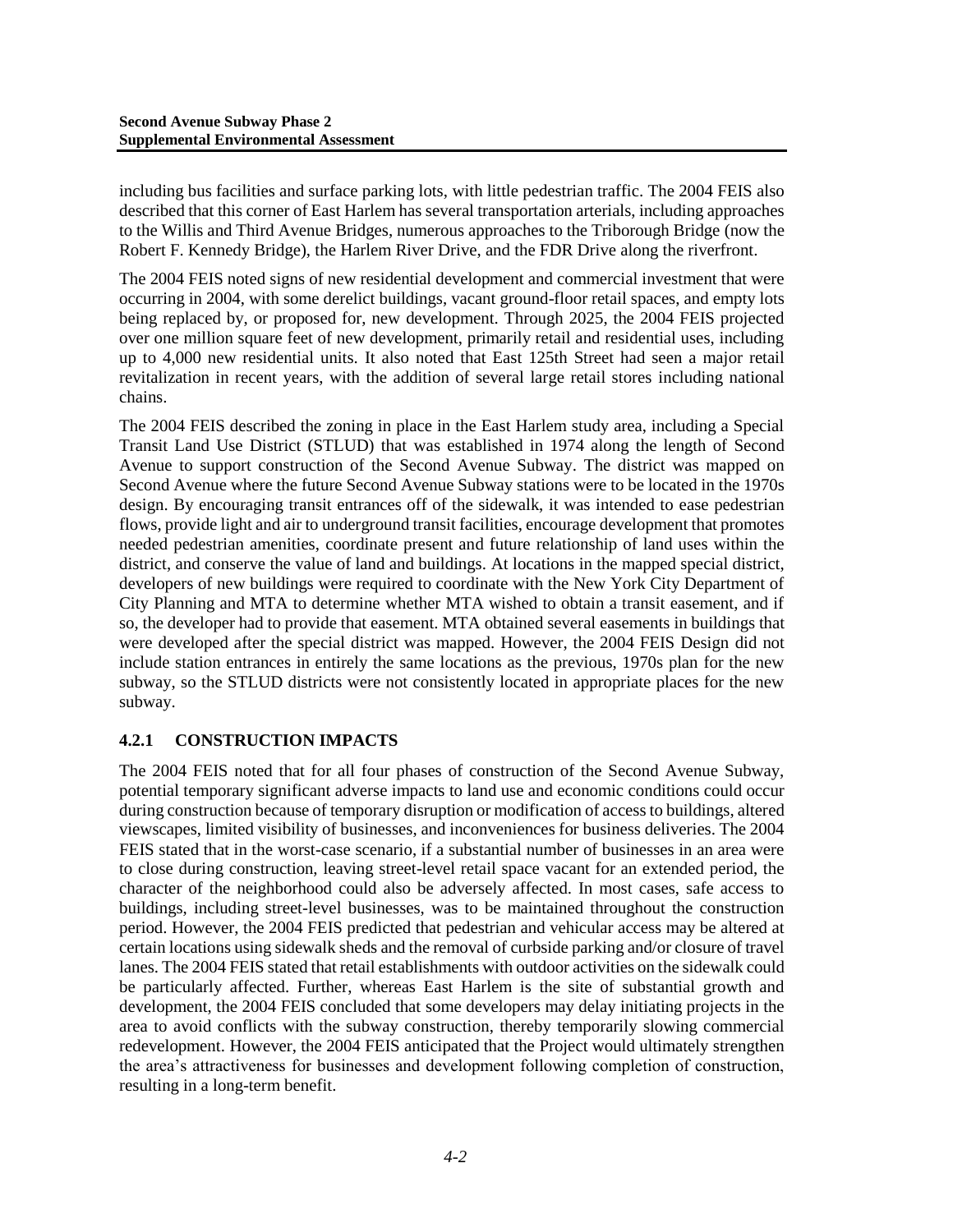including bus facilities and surface parking lots, with little pedestrian traffic. The 2004 FEIS also described that this corner of East Harlem has several transportation arterials, including approaches to the Willis and Third Avenue Bridges, numerous approaches to the Triborough Bridge (now the Robert F. Kennedy Bridge), the Harlem River Drive, and the FDR Drive along the riverfront.

The 2004 FEIS noted signs of new residential development and commercial investment that were occurring in 2004, with some derelict buildings, vacant ground-floor retail spaces, and empty lots being replaced by, or proposed for, new development. Through 2025, the 2004 FEIS projected over one million square feet of new development, primarily retail and residential uses, including up to 4,000 new residential units. It also noted that East 125th Street had seen a major retail revitalization in recent years, with the addition of several large retail stores including national chains.

The 2004 FEIS described the zoning in place in the East Harlem study area, including a Special Transit Land Use District (STLUD) that was established in 1974 along the length of Second Avenue to support construction of the Second Avenue Subway. The district was mapped on Second Avenue where the future Second Avenue Subway stations were to be located in the 1970s design. By encouraging transit entrances off of the sidewalk, it was intended to ease pedestrian flows, provide light and air to underground transit facilities, encourage development that promotes needed pedestrian amenities, coordinate present and future relationship of land uses within the district, and conserve the value of land and buildings. At locations in the mapped special district, developers of new buildings were required to coordinate with the New York City Department of City Planning and MTA to determine whether MTA wished to obtain a transit easement, and if so, the developer had to provide that easement. MTA obtained several easements in buildings that were developed after the special district was mapped. However, the 2004 FEIS Design did not include station entrances in entirely the same locations as the previous, 1970s plan for the new subway, so the STLUD districts were not consistently located in appropriate places for the new subway.

### 4.2.1 CONSTRUCTION IMPACTS

The 2004 FEIS noted that for all four phases of construction of the Second Avenue Subway, potential temporary significant adverse impacts to land use and economic conditions could occur during construction because of temporary disruption or modification of access to buildings, altered viewscapes, limited visibility of businesses, and inconveniences for business deliveries. The 2004 FEIS stated that in the worst-case scenario, if a substantial number of businesses in an area were to close during construction, leaving street-level retail space vacant for an extended period, the character of the neighborhood could also be adversely affected. In most cases, safe access to buildings, including street-level businesses, was to be maintained throughout the construction period. However, the 2004 FEIS predicted that pedestrian and vehicular access may be altered at certain locations using sidewalk sheds and the removal of curbside parking and/or closure of travel lanes. The 2004 FEIS stated that retail establishments with outdoor activities on the sidewalk could be particularly affected. Further, whereas East Harlem is the site of substantial growth and development, the 2004 FEIS concluded that some developers may delay initiating projects in the area to avoid conflicts with the subway construction, thereby temporarily slowing commercial redevelopment. However, the 2004 FEIS anticipated that the Project would ultimately strengthen the area's attractiveness for businesses and development following completion of construction, resulting in a long-term benefit.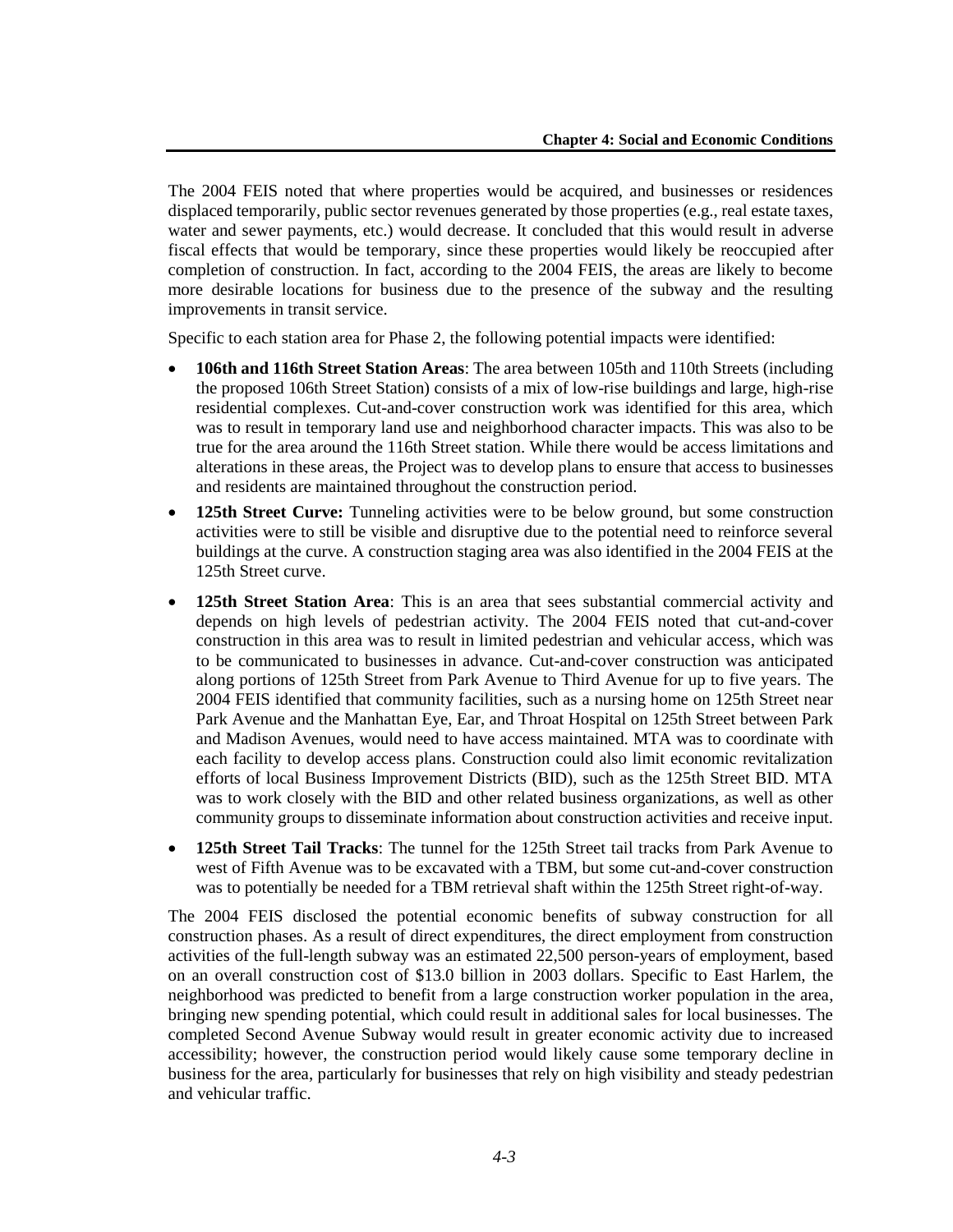The 2004 FEIS noted that where properties would be acquired, and businesses or residences displaced temporarily, public sector revenues generated by those properties (e.g., real estate taxes, water and sewer payments, etc.) would decrease. It concluded that this would result in adverse fiscal effects that would be temporary, since these properties would likely be reoccupied after completion of construction. In fact, according to the 2004 FEIS, the areas are likely to become more desirable locations for business due to the presence of the subway and the resulting improvements in transit service.

Specific to each station area for Phase 2, the following potential impacts were identified:

- **106th and 116th Street Station Areas**: The area between 105th and 110th Streets (including the proposed 106th Street Station) consists of a mix of low-rise buildings and large, high-rise residential complexes. Cut-and-cover construction work was identified for this area, which was to result in temporary land use and neighborhood character impacts. This was also to be true for the area around the 116th Street station. While there would be access limitations and alterations in these areas, the Project was to develop plans to ensure that access to businesses and residents are maintained throughout the construction period.
- **125th Street Curve:** Tunneling activities were to be below ground, but some construction activities were to still be visible and disruptive due to the potential need to reinforce several buildings at the curve. A construction staging area was also identified in the 2004 FEIS at the 125th Street curve.
- **125th Street Station Area**: This is an area that sees substantial commercial activity and depends on high levels of pedestrian activity. The 2004 FEIS noted that cut-and-cover construction in this area was to result in limited pedestrian and vehicular access, which was to be communicated to businesses in advance. Cut-and-cover construction was anticipated along portions of 125th Street from Park Avenue to Third Avenue for up to five years. The 2004 FEIS identified that community facilities, such as a nursing home on 125th Street near Park Avenue and the Manhattan Eye, Ear, and Throat Hospital on 125th Street between Park and Madison Avenues, would need to have access maintained. MTA was to coordinate with each facility to develop access plans. Construction could also limit economic revitalization efforts of local Business Improvement Districts (BID), such as the 125th Street BID. MTA was to work closely with the BID and other related business organizations, as well as other community groups to disseminate information about construction activities and receive input.
- **125th Street Tail Tracks**: The tunnel for the 125th Street tail tracks from Park Avenue to west of Fifth Avenue was to be excavated with a TBM, but some cut-and-cover construction was to potentially be needed for a TBM retrieval shaft within the 125th Street right-of-way.

The 2004 FEIS disclosed the potential economic benefits of subway construction for all construction phases. As a result of direct expenditures, the direct employment from construction activities of the full-length subway was an estimated 22,500 person-years of employment, based on an overall construction cost of $13.0 billion in 2003 dollars. Specific to East Harlem, the neighborhood was predicted to benefit from a large construction worker population in the area, bringing new spending potential, which could result in additional sales for local businesses. The completed Second Avenue Subway would result in greater economic activity due to increased accessibility; however, the construction period would likely cause some temporary decline in business for the area, particularly for businesses that rely on high visibility and steady pedestrian and vehicular traffic.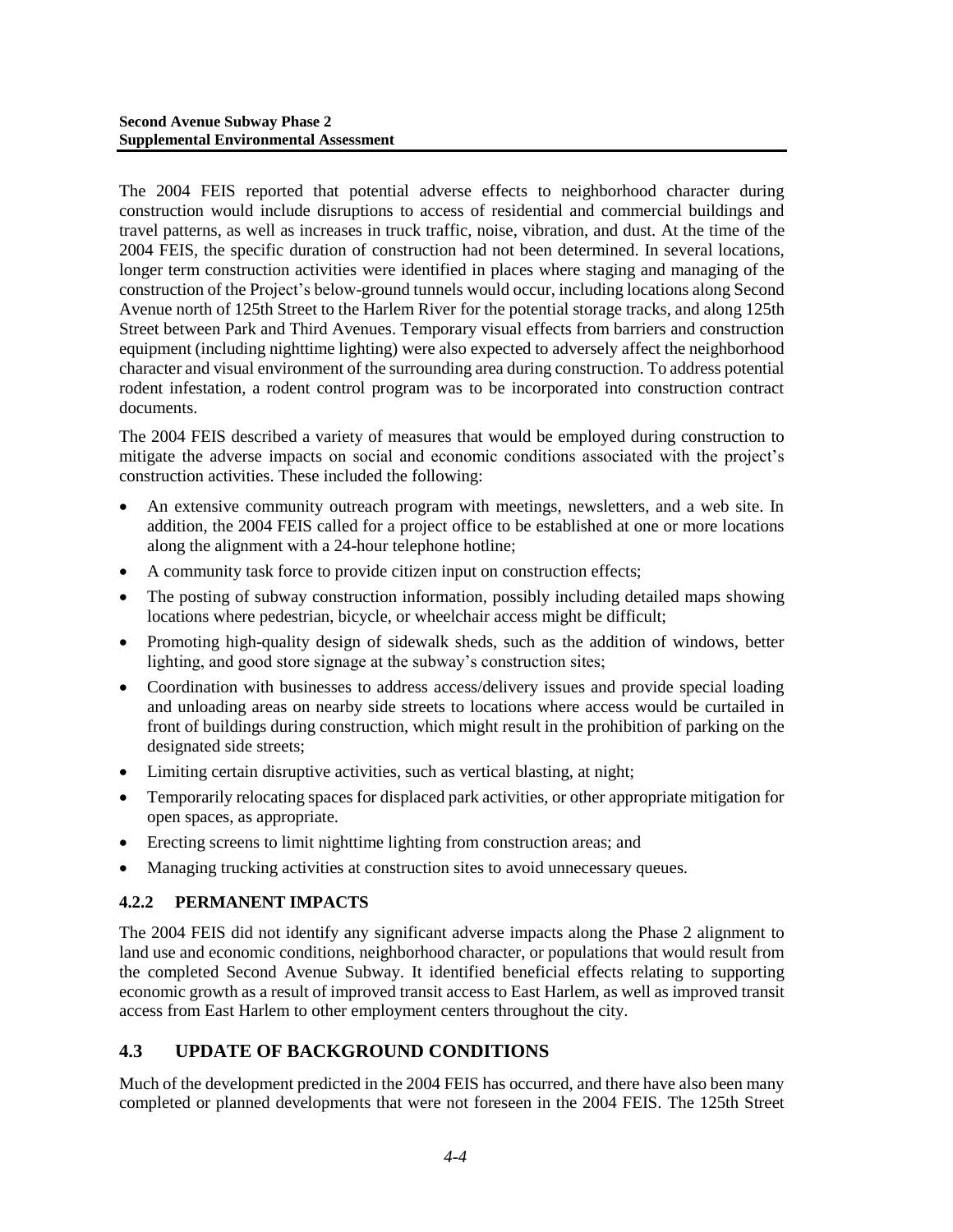The 2004 FEIS reported that potential adverse effects to neighborhood character during construction would include disruptions to access of residential and commercial buildings and travel patterns, as well as increases in truck traffic, noise, vibration, and dust. At the time of the 2004 FEIS, the specific duration of construction had not been determined. In several locations, longer term construction activities were identified in places where staging and managing of the construction of the Project's below-ground tunnels would occur, including locations along Second Avenue north of 125th Street to the Harlem River for the potential storage tracks, and along 125th Street between Park and Third Avenues. Temporary visual effects from barriers and construction equipment (including nighttime lighting) were also expected to adversely affect the neighborhood character and visual environment of the surrounding area during construction. To address potential rodent infestation, a rodent control program was to be incorporated into construction contract documents.

The 2004 FEIS described a variety of measures that would be employed during construction to mitigate the adverse impacts on social and economic conditions associated with the project's construction activities. These included the following:

- An extensive community outreach program with meetings, newsletters, and a web site. In addition, the 2004 FEIS called for a project office to be established at one or more locations along the alignment with a 24-hour telephone hotline;
- A community task force to provide citizen input on construction effects;
- The posting of subway construction information, possibly including detailed maps showing locations where pedestrian, bicycle, or wheelchair access might be difficult;
- Promoting high-quality design of sidewalk sheds, such as the addition of windows, better lighting, and good store signage at the subway's construction sites;
- Coordination with businesses to address access/delivery issues and provide special loading and unloading areas on nearby side streets to locations where access would be curtailed in front of buildings during construction, which might result in the prohibition of parking on the designated side streets;
- Limiting certain disruptive activities, such as vertical blasting, at night;
- Temporarily relocating spaces for displaced park activities, or other appropriate mitigation for open spaces, as appropriate.
- Erecting screens to limit nighttime lighting from construction areas; and
- Managing trucking activities at construction sites to avoid unnecessary queues.

### 4.2.2 PERMANENT IMPACTS

The 2004 FEIS did not identify any significant adverse impacts along the Phase 2 alignment to land use and economic conditions, neighborhood character, or populations that would result from the completed Second Avenue Subway. It identified beneficial effects relating to supporting economic growth as a result of improved transit access to East Harlem, as well as improved transit access from East Harlem to other employment centers throughout the city.

## 4.3 UPDATE OF BACKGROUND CONDITIONS

Much of the development predicted in the 2004 FEIS has occurred, and there have also been many completed or planned developments that were not foreseen in the 2004 FEIS. The 125th Street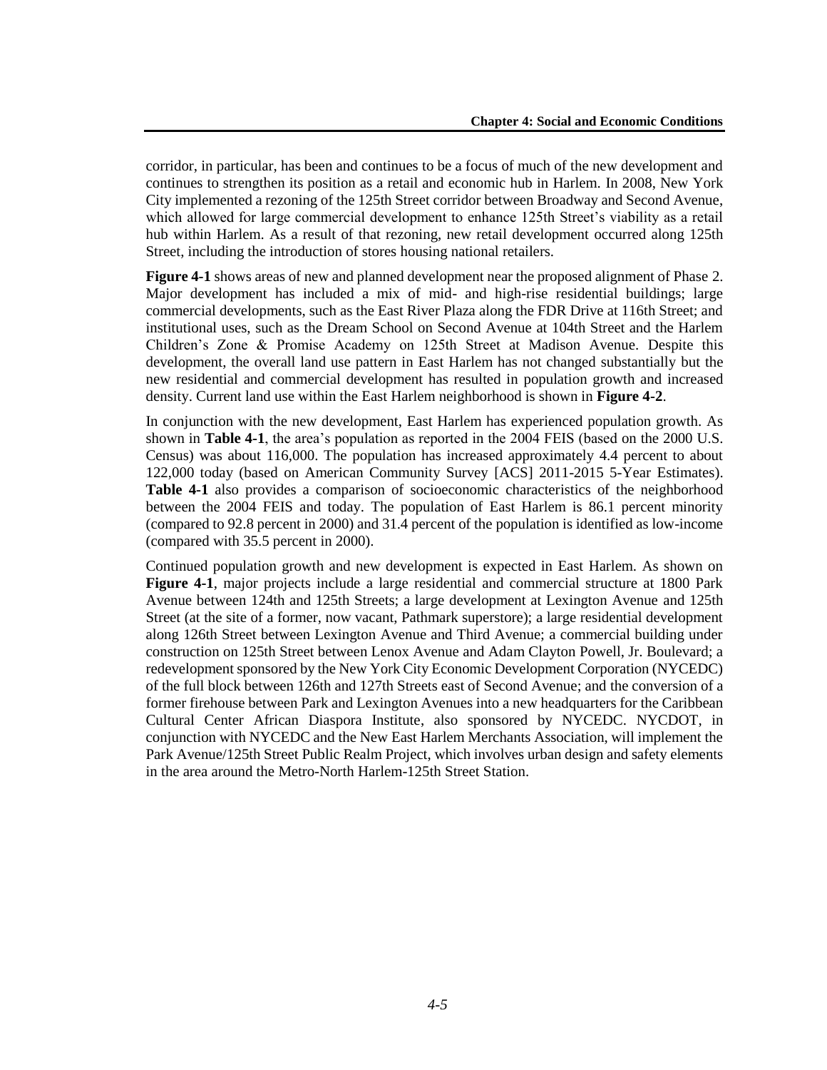corridor, in particular, has been and continues to be a focus of much of the new development and continues to strengthen its position as a retail and economic hub in Harlem. In 2008, New York City implemented a rezoning of the 125th Street corridor between Broadway and Second Avenue, which allowed for large commercial development to enhance 125th Street's viability as a retail hub within Harlem. As a result of that rezoning, new retail development occurred along 125th Street, including the introduction of stores housing national retailers.

**Figure 4-1** shows areas of new and planned development near the proposed alignment of Phase 2. Major development has included a mix of mid- and high-rise residential buildings; large commercial developments, such as the East River Plaza along the FDR Drive at 116th Street; and institutional uses, such as the Dream School on Second Avenue at 104th Street and the Harlem Children's Zone & Promise Academy on 125th Street at Madison Avenue. Despite this development, the overall land use pattern in East Harlem has not changed substantially but the new residential and commercial development has resulted in population growth and increased density. Current land use within the East Harlem neighborhood is shown in **Figure 4-2**.

In conjunction with the new development, East Harlem has experienced population growth. As shown in **Table 4-1**, the area's population as reported in the 2004 FEIS (based on the 2000 U.S. Census) was about 116,000. The population has increased approximately 4.4 percent to about 122,000 today (based on American Community Survey [ACS] 2011-2015 5-Year Estimates). **Table 4-1** also provides a comparison of socioeconomic characteristics of the neighborhood between the 2004 FEIS and today. The population of East Harlem is 86.1 percent minority (compared to 92.8 percent in 2000) and 31.4 percent of the population is identified as low-income (compared with 35.5 percent in 2000).

Continued population growth and new development is expected in East Harlem. As shown on **Figure 4-1**, major projects include a large residential and commercial structure at 1800 Park Avenue between 124th and 125th Streets; a large development at Lexington Avenue and 125th Street (at the site of a former, now vacant, Pathmark superstore); a large residential development along 126th Street between Lexington Avenue and Third Avenue; a commercial building under construction on 125th Street between Lenox Avenue and Adam Clayton Powell, Jr. Boulevard; a redevelopment sponsored by the New York City Economic Development Corporation (NYCEDC) of the full block between 126th and 127th Streets east of Second Avenue; and the conversion of a former firehouse between Park and Lexington Avenues into a new headquarters for the Caribbean Cultural Center African Diaspora Institute, also sponsored by NYCEDC. NYCDOT, in conjunction with NYCEDC and the New East Harlem Merchants Association, will implement the Park Avenue/125th Street Public Realm Project, which involves urban design and safety elements in the area around the Metro-North Harlem-125th Street Station.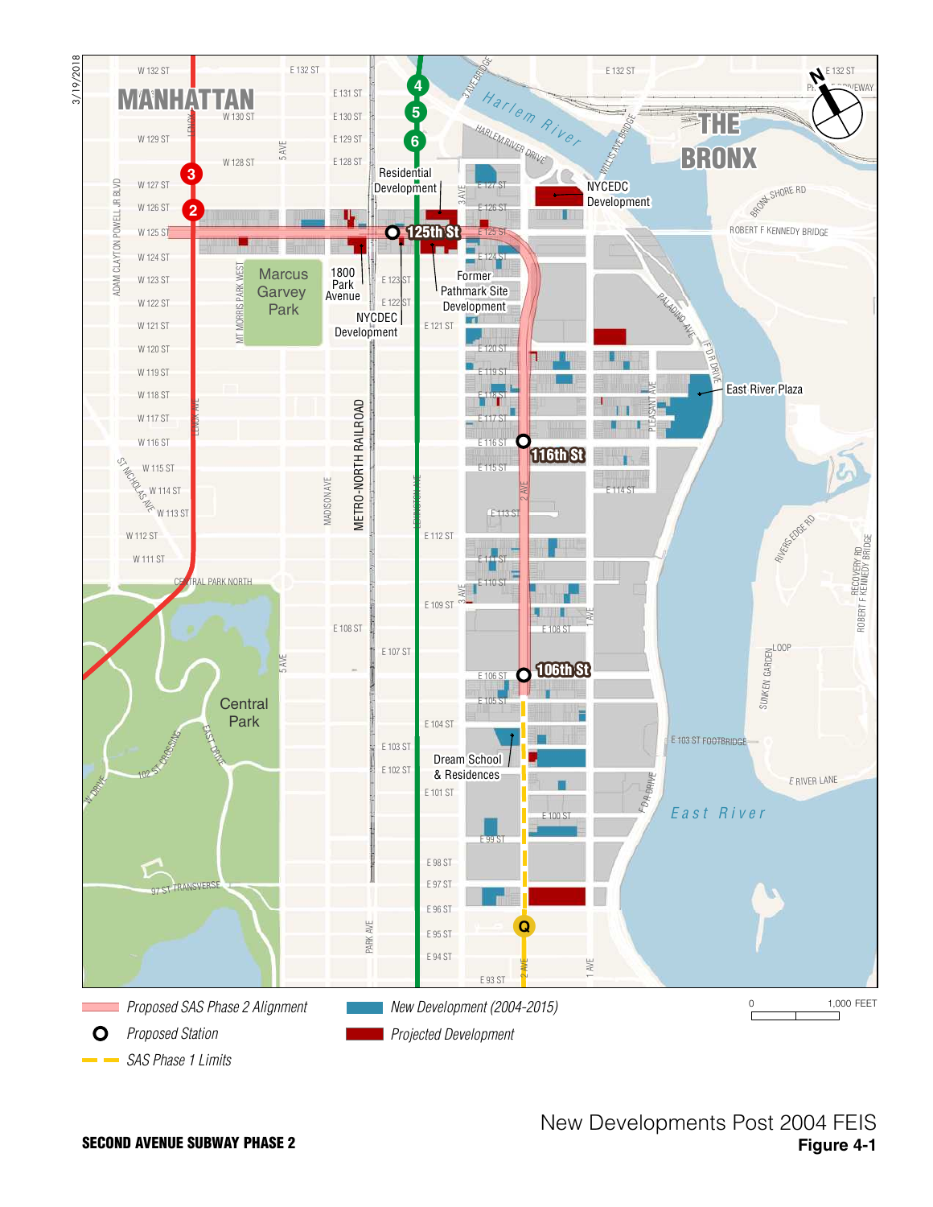3/19/2018

Proposed SAS Phase 2 Alignment

Proposed Station

SAS Phase 1 Limits

New Development (2004-2015)

Projected Development

0 1,000 FEET

SECOND AVENUE SUBWAY PHASE 2

New Developments Post 2004 FEIS

**Figure 4-1**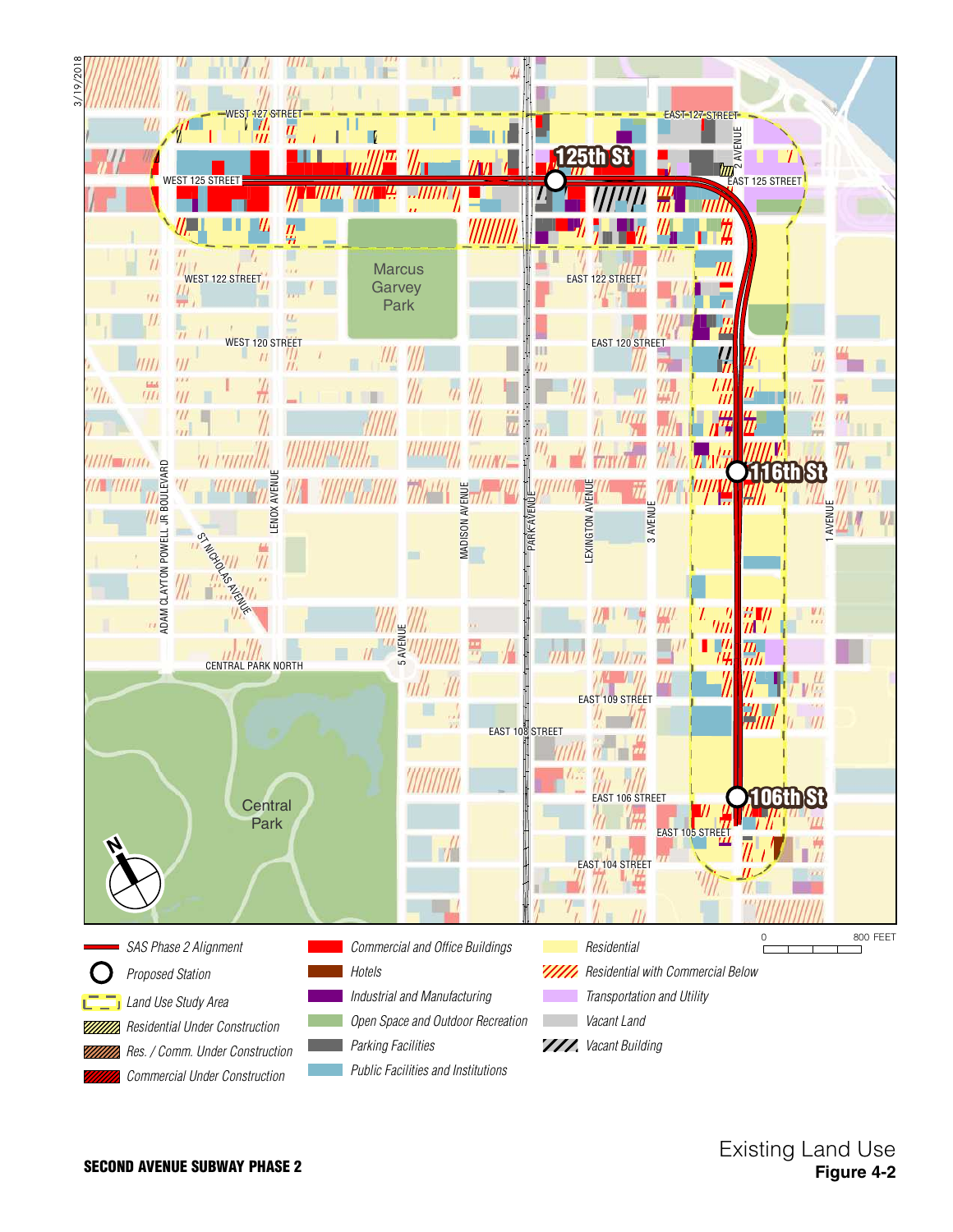3/19/2018

WEST 127 STREET

EAST 127 STREET

2 AVENUE

125th St

WEST 125 STREET

EAST 125 STREET

WEST 122 STREET

Marcus Garvey Park

EAST 122 STREET

WEST 120 STREET

EAST 120 STREET

116th St

ADAM CLAYTON POWELL JR BOULEVARD

ST NICHOLAS AVENUE

LENOX AVENUE

MADISON AVENUE

PARK AVENUE

LEXINGTON AVENUE

3 AVENUE

1 AVENUE

5 AVENUE

CENTRAL PARK NORTH

EAST 109 STREET

EAST 108 STREET

Central Park

EAST 106 STREET

106th St

EAST 105 STREET

EAST 104 STREET

N

- SAS Phase 2 Alignment
- Proposed Station
- Land Use Study Area
- Residential Under Construction
- Res. / Comm. Under Construction
- Commercial Under Construction
- Commercial and Office Buildings
- Hotels
- Industrial and Manufacturing
- Open Space and Outdoor Recreation
- Parking Facilities
- Public Facilities and Institutions
- Residential
- Residential with Commercial Below
- Transportation and Utility
- Vacant Land
- Vacant Building

0 800 FEET

**SECOND AVENUE SUBWAY PHASE 2**

Existing Land Use
**Figure 4-2**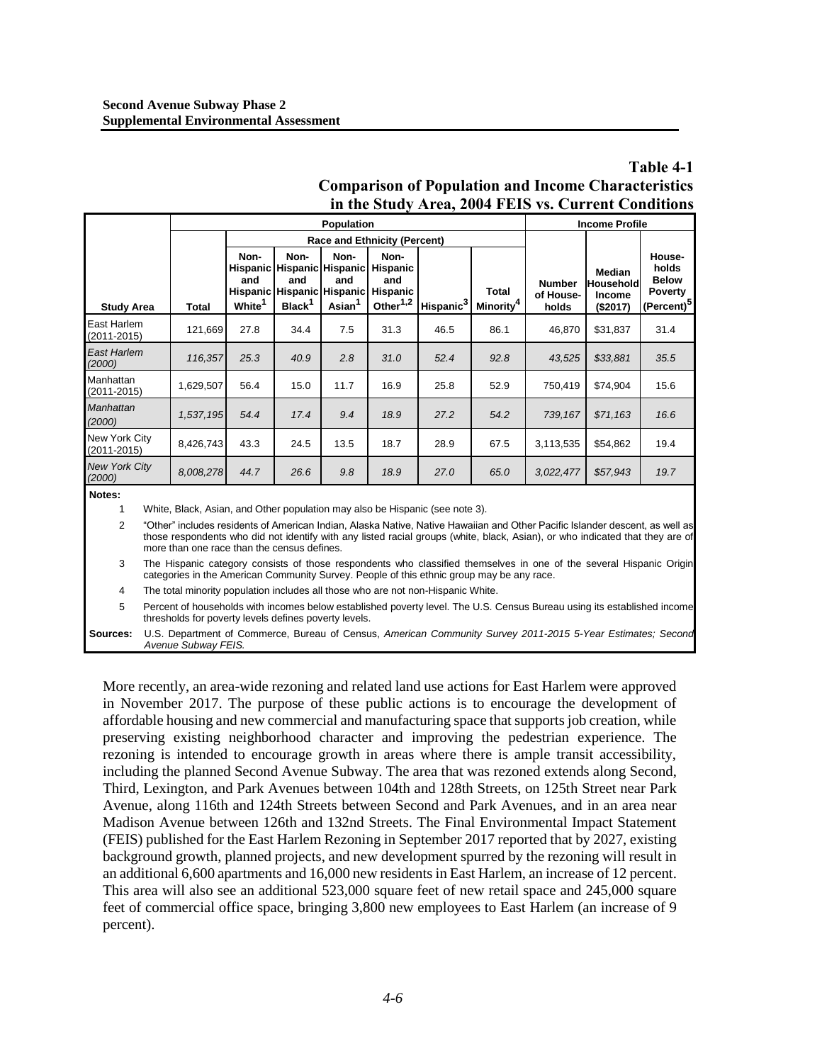**Table 4-1**
**Comparison of Population and Income Characteristics in the Study Area, 2004 FEIS vs. Current Conditions**

| | Population | | | | | | | | Income Profile | | |
|---|---|---|---|---|---|---|---|---|---|---|---|
| | | Race and Ethnicity (Percent) | | | | | | | | | |
| Study Area | Total | Non-Hispanic and Hispanic White[1] | Non-Hispanic and Hispanic Black[1] | Non-Hispanic and Hispanic Asian[1] | Non-Hispanic and Hispanic Other[1,2] | Hispanic[3] | Total Minority[4] | Number of Households | Median Household Income ($2017) | Households Below Poverty (Percent)[5] |
| East Harlem (2011-2015) | 121,669 | 27.8 | 34.4 | 7.5 | 31.3 | 46.5 | 86.1 | 46,870 | $31,837 | 31.4 |
| *East Harlem (2000)* | *116,357* | *25.3* | *40.9* | *2.8* | *31.0* | *52.4* | *92.8* | *43,525* | *$33,881* | *35.5* |
| Manhattan (2011-2015) | 1,629,507 | 56.4 | 15.0 | 11.7 | 16.9 | 25.8 | 52.9 | 750,419 | $74,904 | 15.6 |
| *Manhattan (2000)* | *1,537,195* | *54.4* | *17.4* | *9.4* | *18.9* | *27.2* | *54.2* | *739,167* | *$71,163* | *16.6* |
| New York City (2011-2015) | 8,426,743 | 43.3 | 24.5 | 13.5 | 18.7 | 28.9 | 67.5 | 3,113,535 | $54,862 | 19.4 |
| *New York City (2000)* | *8,008,278* | *44.7* | *26.6* | *9.8* | *18.9* | *27.0* | *65.0* | *3,022,477* | *$57,943* | *19.7* |

**Notes:**

1. White, Black, Asian, and Other population may also be Hispanic (see note 3).
2. "Other" includes residents of American Indian, Alaska Native, Native Hawaiian and Other Pacific Islander descent, as well as those respondents who did not identify with any listed racial groups (white, black, Asian), or who indicated that they are of more than one race than the census defines.
3. The Hispanic category consists of those respondents who classified themselves in one of the several Hispanic Origin categories in the American Community Survey. People of this ethnic group may be any race.
4. The total minority population includes all those who are not non-Hispanic White.
5. Percent of households with incomes below established poverty level. The U.S. Census Bureau using its established income thresholds for poverty levels defines poverty levels.

**Sources:** U.S. Department of Commerce, Bureau of Census, *American Community Survey 2011-2015 5-Year Estimates; Second Avenue Subway FEIS.*

More recently, an area-wide rezoning and related land use actions for East Harlem were approved in November 2017. The purpose of these public actions is to encourage the development of affordable housing and new commercial and manufacturing space that supports job creation, while preserving existing neighborhood character and improving the pedestrian experience. The rezoning is intended to encourage growth in areas where there is ample transit accessibility, including the planned Second Avenue Subway. The area that was rezoned extends along Second, Third, Lexington, and Park Avenues between 104th and 128th Streets, on 125th Street near Park Avenue, along 116th and 124th Streets between Second and Park Avenues, and in an area near Madison Avenue between 126th and 132nd Streets. The Final Environmental Impact Statement (FEIS) published for the East Harlem Rezoning in September 2017 reported that by 2027, existing background growth, planned projects, and new development spurred by the rezoning will result in an additional 6,600 apartments and 16,000 new residents in East Harlem, an increase of 12 percent. This area will also see an additional 523,000 square feet of new retail space and 245,000 square feet of commercial office space, bringing 3,800 new employees to East Harlem (an increase of 9 percent).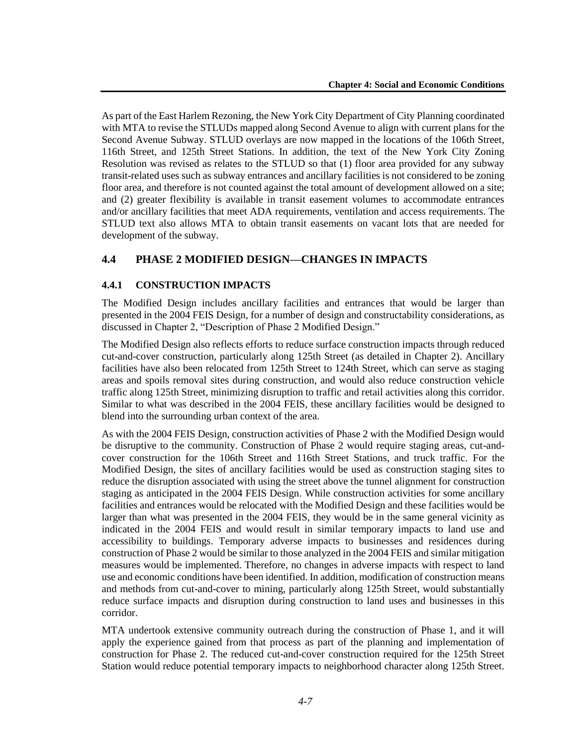As part of the East Harlem Rezoning, the New York City Department of City Planning coordinated with MTA to revise the STLUDs mapped along Second Avenue to align with current plans for the Second Avenue Subway. STLUD overlays are now mapped in the locations of the 106th Street, 116th Street, and 125th Street Stations. In addition, the text of the New York City Zoning Resolution was revised as relates to the STLUD so that (1) floor area provided for any subway transit-related uses such as subway entrances and ancillary facilities is not considered to be zoning floor area, and therefore is not counted against the total amount of development allowed on a site; and (2) greater flexibility is available in transit easement volumes to accommodate entrances and/or ancillary facilities that meet ADA requirements, ventilation and access requirements. The STLUD text also allows MTA to obtain transit easements on vacant lots that are needed for development of the subway.

## 4.4 PHASE 2 MODIFIED DESIGN—CHANGES IN IMPACTS

### 4.4.1 CONSTRUCTION IMPACTS

The Modified Design includes ancillary facilities and entrances that would be larger than presented in the 2004 FEIS Design, for a number of design and constructability considerations, as discussed in Chapter 2, "Description of Phase 2 Modified Design."

The Modified Design also reflects efforts to reduce surface construction impacts through reduced cut-and-cover construction, particularly along 125th Street (as detailed in Chapter 2). Ancillary facilities have also been relocated from 125th Street to 124th Street, which can serve as staging areas and spoils removal sites during construction, and would also reduce construction vehicle traffic along 125th Street, minimizing disruption to traffic and retail activities along this corridor. Similar to what was described in the 2004 FEIS, these ancillary facilities would be designed to blend into the surrounding urban context of the area.

As with the 2004 FEIS Design, construction activities of Phase 2 with the Modified Design would be disruptive to the community. Construction of Phase 2 would require staging areas, cut-and-cover construction for the 106th Street and 116th Street Stations, and truck traffic. For the Modified Design, the sites of ancillary facilities would be used as construction staging sites to reduce the disruption associated with using the street above the tunnel alignment for construction staging as anticipated in the 2004 FEIS Design. While construction activities for some ancillary facilities and entrances would be relocated with the Modified Design and these facilities would be larger than what was presented in the 2004 FEIS, they would be in the same general vicinity as indicated in the 2004 FEIS and would result in similar temporary impacts to land use and accessibility to buildings. Temporary adverse impacts to businesses and residences during construction of Phase 2 would be similar to those analyzed in the 2004 FEIS and similar mitigation measures would be implemented. Therefore, no changes in adverse impacts with respect to land use and economic conditions have been identified. In addition, modification of construction means and methods from cut-and-cover to mining, particularly along 125th Street, would substantially reduce surface impacts and disruption during construction to land uses and businesses in this corridor.

MTA undertook extensive community outreach during the construction of Phase 1, and it will apply the experience gained from that process as part of the planning and implementation of construction for Phase 2. The reduced cut-and-cover construction required for the 125th Street Station would reduce potential temporary impacts to neighborhood character along 125th Street.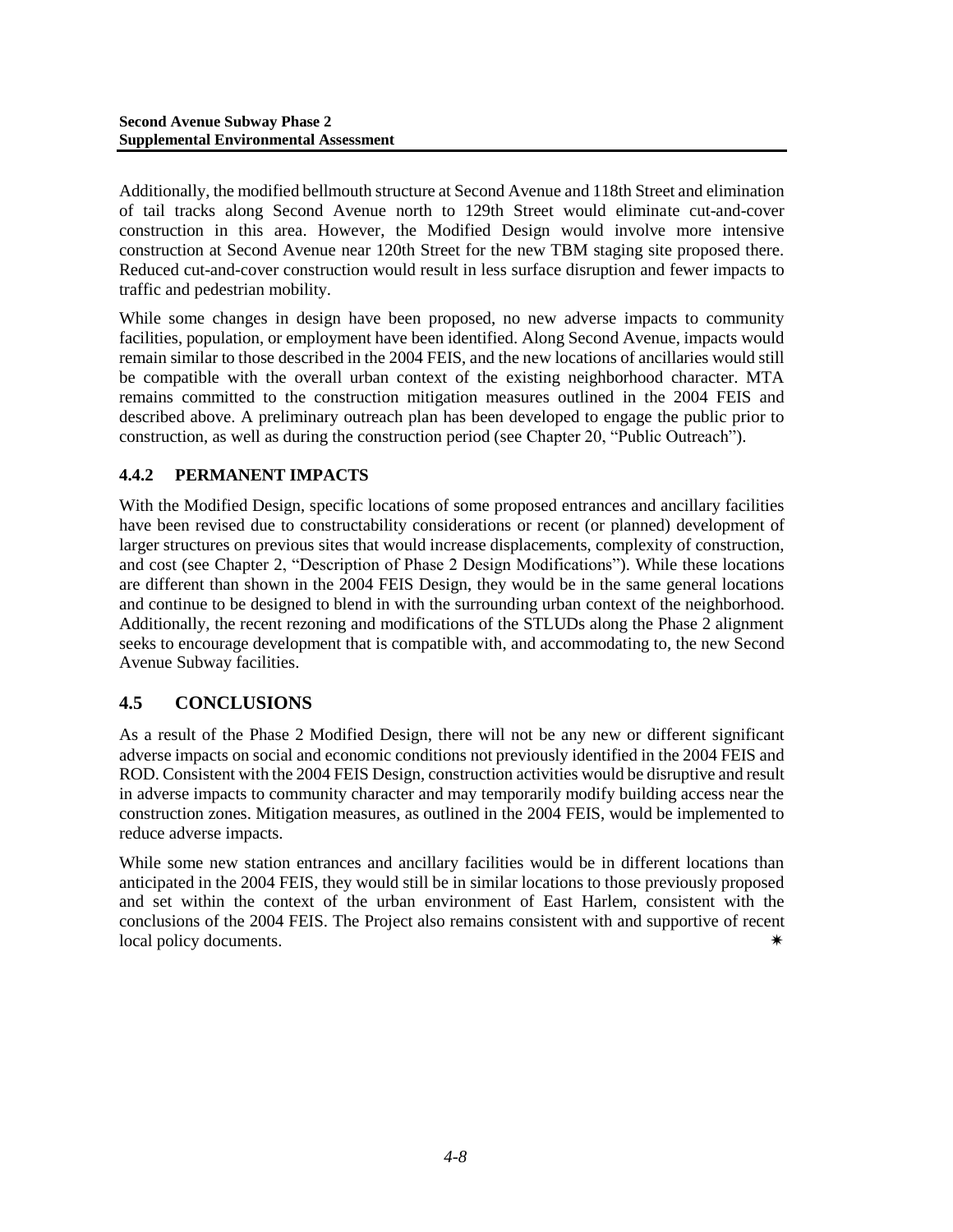Additionally, the modified bellmouth structure at Second Avenue and 118th Street and elimination of tail tracks along Second Avenue north to 129th Street would eliminate cut-and-cover construction in this area. However, the Modified Design would involve more intensive construction at Second Avenue near 120th Street for the new TBM staging site proposed there. Reduced cut-and-cover construction would result in less surface disruption and fewer impacts to traffic and pedestrian mobility.

While some changes in design have been proposed, no new adverse impacts to community facilities, population, or employment have been identified. Along Second Avenue, impacts would remain similar to those described in the 2004 FEIS, and the new locations of ancillaries would still be compatible with the overall urban context of the existing neighborhood character. MTA remains committed to the construction mitigation measures outlined in the 2004 FEIS and described above. A preliminary outreach plan has been developed to engage the public prior to construction, as well as during the construction period (see Chapter 20, "Public Outreach").

### 4.4.2 PERMANENT IMPACTS

With the Modified Design, specific locations of some proposed entrances and ancillary facilities have been revised due to constructability considerations or recent (or planned) development of larger structures on previous sites that would increase displacements, complexity of construction, and cost (see Chapter 2, "Description of Phase 2 Design Modifications"). While these locations are different than shown in the 2004 FEIS Design, they would be in the same general locations and continue to be designed to blend in with the surrounding urban context of the neighborhood. Additionally, the recent rezoning and modifications of the STLUDs along the Phase 2 alignment seeks to encourage development that is compatible with, and accommodating to, the new Second Avenue Subway facilities.

## 4.5 CONCLUSIONS

As a result of the Phase 2 Modified Design, there will not be any new or different significant adverse impacts on social and economic conditions not previously identified in the 2004 FEIS and ROD. Consistent with the 2004 FEIS Design, construction activities would be disruptive and result in adverse impacts to community character and may temporarily modify building access near the construction zones. Mitigation measures, as outlined in the 2004 FEIS, would be implemented to reduce adverse impacts.

While some new station entrances and ancillary facilities would be in different locations than anticipated in the 2004 FEIS, they would still be in similar locations to those previously proposed and set within the context of the urban environment of East Harlem, consistent with the conclusions of the 2004 FEIS. The Project also remains consistent with and supportive of recent local policy documents. ✷